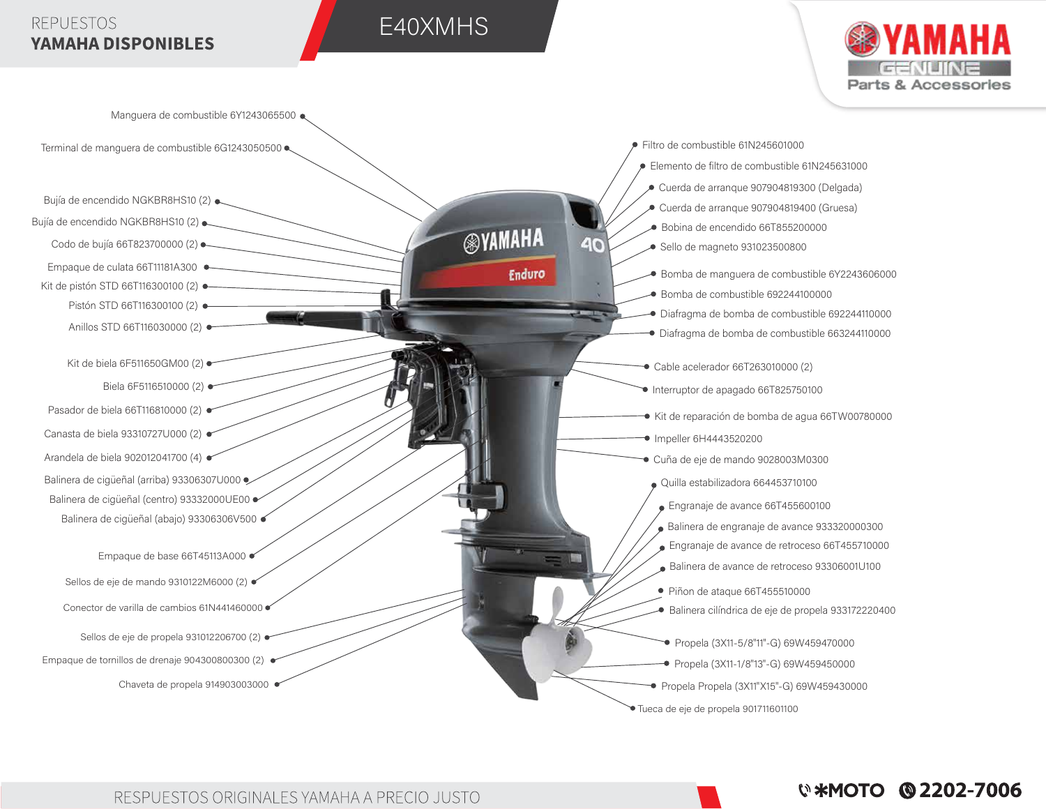REPUESTOS
**YAMAHA DISPONIBLES**

# E40XMHS

YAMAHA GENUINE Parts & Accessories

- Manguera de combustible 6Y1243065500
- Terminal de manguera de combustible 6G1243050500
- Bujía de encendido NGKBR8HS10 (2)
- Bujía de encendido NGKBR8HS10 (2)
- Codo de bujía 66T823700000 (2)
- Empaque de culata 66T11181A300
- Kit de pistón STD 66T116300100 (2)
- Pistón STD 66T116300100 (2)
- Anillos STD 66T116030000 (2)
- Kit de biela 6F511650GM00 (2)
- Biela 6F5116510000 (2)
- Pasador de biela 66T116810000 (2)
- Canasta de biela 93310727U000 (2)
- Arandela de biela 902012041700 (4)
- Balinera de cigüeñal (arriba) 93306307U000
- Balinera de cigüeñal (centro) 93332000UE00
- Balinera de cigüeñal (abajo) 93306306V500
- Empaque de base 66T45113A000
- Sellos de eje de mando 9310122M6000 (2)
- Conector de varilla de cambios 61N441460000
- Sellos de eje de propela 931012206700 (2)
- Empaque de tornillos de drenaje 904300800300 (2)
- Chaveta de propela 914903003000
- Filtro de combustible 61N245601000
- Elemento de filtro de combustible 61N245631000
- Cuerda de arranque 907904819300 (Delgada)
- Cuerda de arranque 907904819400 (Gruesa)
- Bobina de encendido 66T855200000
- Sello de magneto 931023500800
- Bomba de manguera de combustible 6Y2243606000
- Bomba de combustible 692244100000
- Diafragma de bomba de combustible 692244110000
- Diafragma de bomba de combustible 663244110000
- Cable acelerador 66T263010000 (2)
- Interruptor de apagado 66T825750100
- Kit de reparación de bomba de agua 66TW00780000
- Impeller 6H4443520200
- Cuña de eje de mando 9028003M0300
- Quilla estabilizadora 664453710100
- Engranaje de avance 66T455600100
- Balinera de engranaje de avance 933320000300
- Engranaje de avance de retroceso 66T455710000
- Balinera de avance de retroceso 93306001U100
- Piñon de ataque 66T455510000
- Balinera cilíndrica de eje de propela 933172220400
- Propela (3X11-5/8"11"-G) 69W459470000
- Propela (3X11-1/8"13"-G) 69W459450000
- Propela Propela (3X11"X15"-G) 69W459430000
- Tueca de eje de propela 901711601100

RESPUESTOS ORIGINALES YAMAHA A PRECIO JUSTO

*MOTO 2202-7006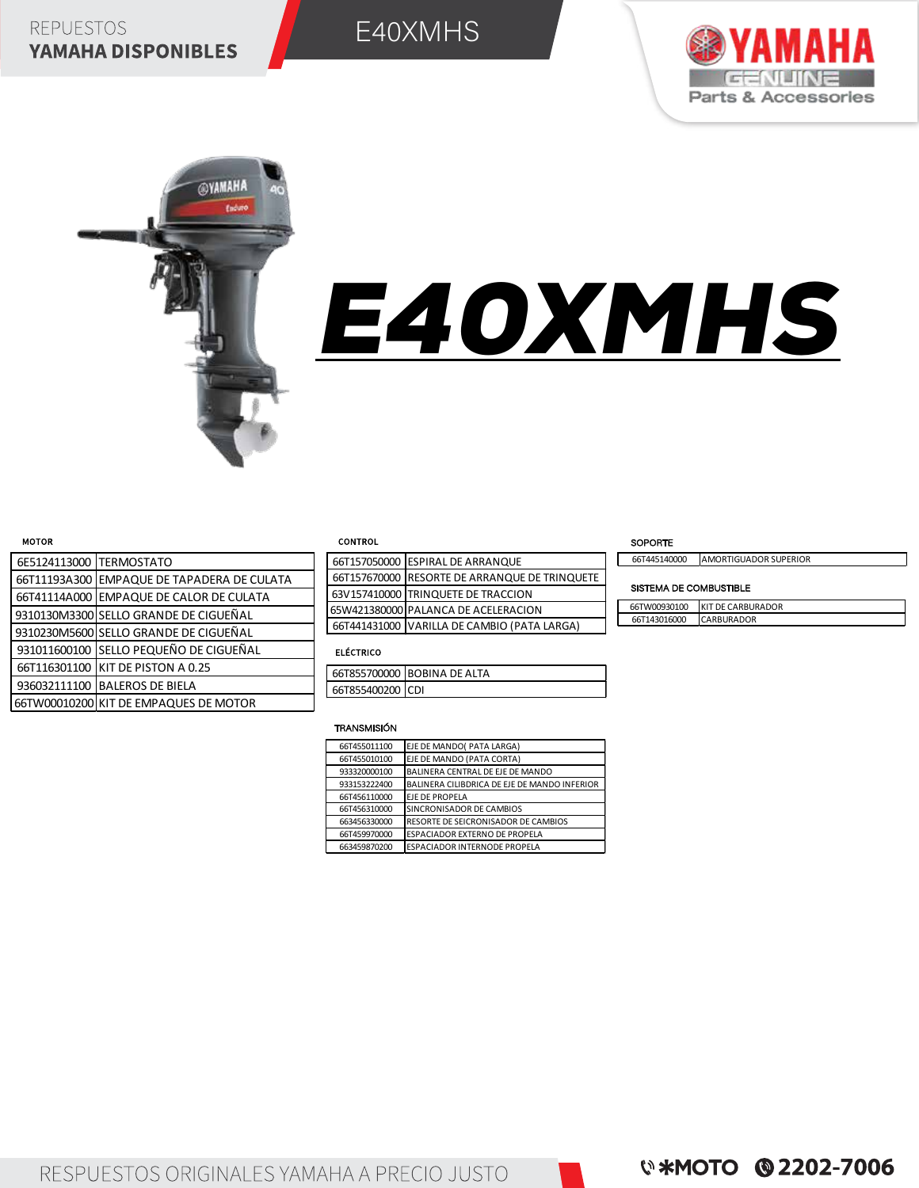REPUESTOS
**YAMAHA DISPONIBLES**

E40XMHS

YAMAHA GENUINE Parts & Accessories

# E40XMHS

### MOTOR

| | |
|---|---|
| 6E5124113000 | TERMOSTATO |
| 66T11193A300 | EMPAQUE DE TAPADERA DE CULATA |
| 66T41114A000 | EMPAQUE DE CALOR DE CULATA |
| 9310130M3300 | SELLO GRANDE DE CIGUEÑAL |
| 9310230M5600 | SELLO GRANDE DE CIGUEÑAL |
| 931011600100 | SELLO PEQUEÑO DE CIGUEÑAL |
| 66T116301100 | KIT DE PISTON A 0.25 |
| 936032111100 | BALEROS DE BIELA |
| 66TW00010200 | KIT DE EMPAQUES DE MOTOR |

### CONTROL

| | |
|---|---|
| 66T157050000 | ESPIRAL DE ARRANQUE |
| 66T157670000 | RESORTE DE ARRANQUE DE TRINQUETE |
| 63V157410000 | TRINQUETE DE TRACCION |
| 65W421380000 | PALANCA DE ACELERACION |
| 66T441431000 | VARILLA DE CAMBIO (PATA LARGA) |

### ELÉCTRICO

| | |
|---|---|
| 66T855700000 | BOBINA DE ALTA |
| 66T855400200 | CDI |

### TRANSMISIÓN

| | |
|---|---|
| 66T455011100 | EJE DE MANDO( PATA LARGA) |
| 66T455010100 | EJE DE MANDO (PATA CORTA) |
| 933320000100 | BALINERA CENTRAL DE EJE DE MANDO |
| 933153222400 | BALINERA CILIBDRICA DE EJE DE MANDO INFERIOR |
| 66T456110000 | EJE DE PROPELA |
| 66T456310000 | SINCRONISADOR DE CAMBIOS |
| 663456330000 | RESORTE DE SEICRONISADOR DE CAMBIOS |
| 66T459970000 | ESPACIADOR EXTERNO DE PROPELA |
| 663459870200 | ESPACIADOR INTERNODE PROPELA |

### SOPORTE

| | |
|---|---|
| 66T445140000 | AMORTIGUADOR SUPERIOR |

### SISTEMA DE COMBUSTIBLE

| | |
|---|---|
| 66TW00930100 | KIT DE CARBURADOR |
| 66T143016000 | CARBURADOR |

RESPUESTOS ORIGINALES YAMAHA A PRECIO JUSTO

*MOTO 2202-7006